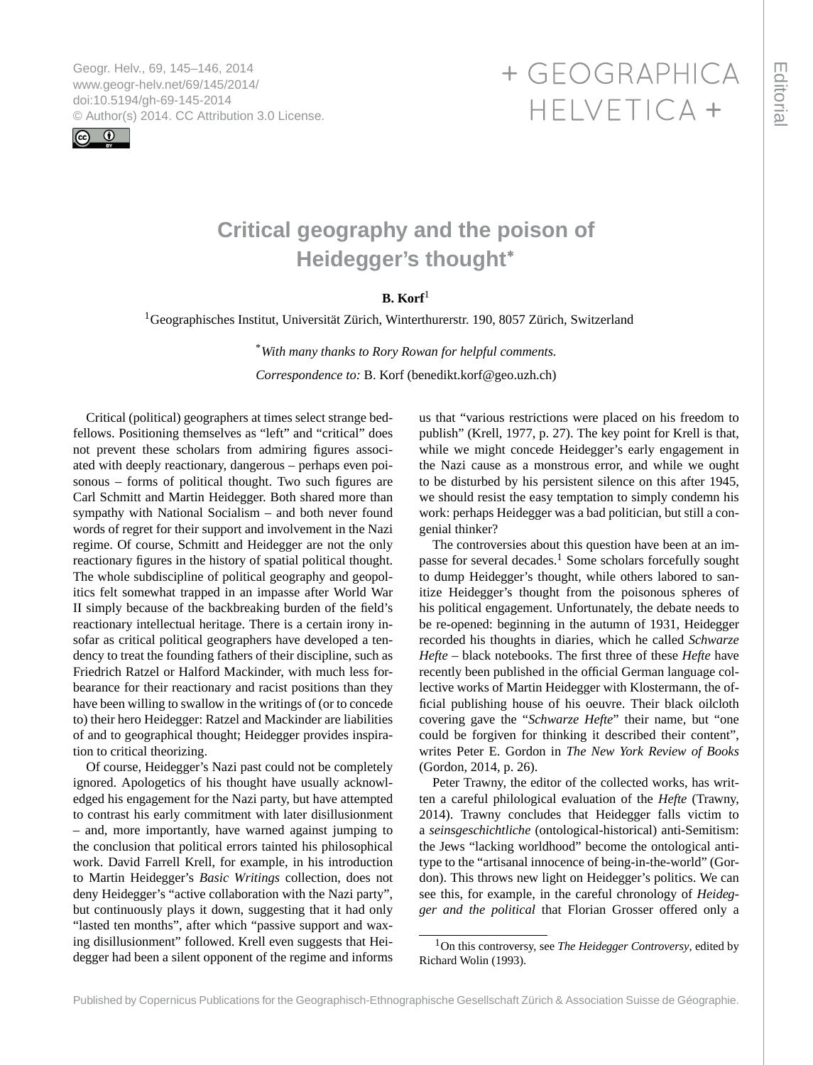# Critical geography and the poison of Heidegger's thought*

**B. Korf**[1]

[1]Geographisches Institut, Universität Zürich, Winterthurerstr. 190, 8057 Zürich, Switzerland

*\*With many thanks to Rory Rowan for helpful comments.*

*Correspondence to:* B. Korf (benedikt.korf@geo.uzh.ch)

Critical (political) geographers at times select strange bedfellows. Positioning themselves as "left" and "critical" does not prevent these scholars from admiring figures associated with deeply reactionary, dangerous – perhaps even poisonous – forms of political thought. Two such figures are Carl Schmitt and Martin Heidegger. Both shared more than sympathy with National Socialism – and both never found words of regret for their support and involvement in the Nazi regime. Of course, Schmitt and Heidegger are not the only reactionary figures in the history of spatial political thought. The whole subdiscipline of political geography and geopolitics felt somewhat trapped in an impasse after World War II simply because of the backbreaking burden of the field's reactionary intellectual heritage. There is a certain irony insofar as critical political geographers have developed a tendency to treat the founding fathers of their discipline, such as Friedrich Ratzel or Halford Mackinder, with much less forbearance for their reactionary and racist positions than they have been willing to swallow in the writings of (or to concede to) their hero Heidegger: Ratzel and Mackinder are liabilities of and to geographical thought; Heidegger provides inspiration to critical theorizing.

Of course, Heidegger's Nazi past could not be completely ignored. Apologetics of his thought have usually acknowledged his engagement for the Nazi party, but have attempted to contrast his early commitment with later disillusionment – and, more importantly, have warned against jumping to the conclusion that political errors tainted his philosophical work. David Farrell Krell, for example, in his introduction to Martin Heidegger's *Basic Writings* collection, does not deny Heidegger's "active collaboration with the Nazi party", but continuously plays it down, suggesting that it had only "lasted ten months", after which "passive support and waxing disillusionment" followed. Krell even suggests that Heidegger had been a silent opponent of the regime and informs us that "various restrictions were placed on his freedom to publish" (Krell, 1977, p. 27). The key point for Krell is that, while we might concede Heidegger's early engagement in the Nazi cause as a monstrous error, and while we ought to be disturbed by his persistent silence on this after 1945, we should resist the easy temptation to simply condemn his work: perhaps Heidegger was a bad politician, but still a congenial thinker?

The controversies about this question have been at an impasse for several decades.[1] Some scholars forcefully sought to dump Heidegger's thought, while others labored to sanitize Heidegger's thought from the poisonous spheres of his political engagement. Unfortunately, the debate needs to be re-opened: beginning in the autumn of 1931, Heidegger recorded his thoughts in diaries, which he called *Schwarze Hefte* – black notebooks. The first three of these *Hefte* have recently been published in the official German language collective works of Martin Heidegger with Klostermann, the official publishing house of his oeuvre. Their black oilcloth covering gave the "*Schwarze Hefte*" their name, but "one could be forgiven for thinking it described their content", writes Peter E. Gordon in *The New York Review of Books* (Gordon, 2014, p. 26).

Peter Trawny, the editor of the collected works, has written a careful philological evaluation of the *Hefte* (Trawny, 2014). Trawny concludes that Heidegger falls victim to a *seinsgeschichtliche* (ontological-historical) anti-Semitism: the Jews "lacking worldhood" become the ontological antitype to the "artisanal innocence of being-in-the-world" (Gordon). This throws new light on Heidegger's politics. We can see this, for example, in the careful chronology of *Heidegger and the political* that Florian Grosser offered only a

[1]On this controversy, see *The Heidegger Controversy*, edited by Richard Wolin (1993).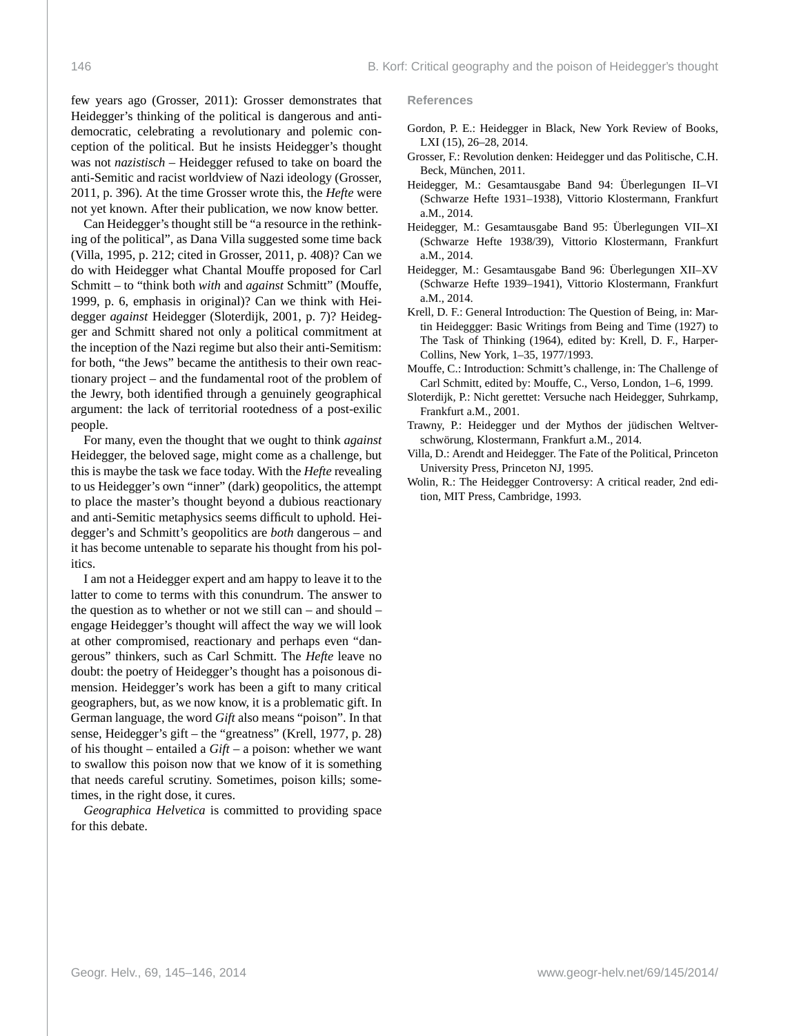few years ago (Grosser, 2011): Grosser demonstrates that Heidegger's thinking of the political is dangerous and anti-democratic, celebrating a revolutionary and polemic conception of the political. But he insists Heidegger's thought was not *nazistisch* – Heidegger refused to take on board the anti-Semitic and racist worldview of Nazi ideology (Grosser, 2011, p. 396). At the time Grosser wrote this, the *Hefte* were not yet known. After their publication, we now know better.

Can Heidegger's thought still be "a resource in the rethinking of the political", as Dana Villa suggested some time back (Villa, 1995, p. 212; cited in Grosser, 2011, p. 408)? Can we do with Heidegger what Chantal Mouffe proposed for Carl Schmitt – to "think both *with* and *against* Schmitt" (Mouffe, 1999, p. 6, emphasis in original)? Can we think with Heidegger *against* Heidegger (Sloterdijk, 2001, p. 7)? Heidegger and Schmitt shared not only a political commitment at the inception of the Nazi regime but also their anti-Semitism: for both, "the Jews" became the antithesis to their own reactionary project – and the fundamental root of the problem of the Jewry, both identified through a genuinely geographical argument: the lack of territorial rootedness of a post-exilic people.

For many, even the thought that we ought to think *against* Heidegger, the beloved sage, might come as a challenge, but this is maybe the task we face today. With the *Hefte* revealing to us Heidegger's own "inner" (dark) geopolitics, the attempt to place the master's thought beyond a dubious reactionary and anti-Semitic metaphysics seems difficult to uphold. Heidegger's and Schmitt's geopolitics are *both* dangerous – and it has become untenable to separate his thought from his politics.

I am not a Heidegger expert and am happy to leave it to the latter to come to terms with this conundrum. The answer to the question as to whether or not we still can – and should – engage Heidegger's thought will affect the way we will look at other compromised, reactionary and perhaps even "dangerous" thinkers, such as Carl Schmitt. The *Hefte* leave no doubt: the poetry of Heidegger's thought has a poisonous dimension. Heidegger's work has been a gift to many critical geographers, but, as we now know, it is a problematic gift. In German language, the word *Gift* also means "poison". In that sense, Heidegger's gift – the "greatness" (Krell, 1977, p. 28) of his thought – entailed a *Gift* – a poison: whether we want to swallow this poison now that we know of it is something that needs careful scrutiny. Sometimes, poison kills; sometimes, in the right dose, it cures.

*Geographica Helvetica* is committed to providing space for this debate.

## References

Gordon, P. E.: Heidegger in Black, New York Review of Books, LXI (15), 26–28, 2014.

Grosser, F.: Revolution denken: Heidegger und das Politische, C.H. Beck, München, 2011.

Heidegger, M.: Gesamtausgabe Band 94: Überlegungen II–VI (Schwarze Hefte 1931–1938), Vittorio Klostermann, Frankfurt a.M., 2014.

Heidegger, M.: Gesamtausgabe Band 95: Überlegungen VII–XI (Schwarze Hefte 1938/39), Vittorio Klostermann, Frankfurt a.M., 2014.

Heidegger, M.: Gesamtausgabe Band 96: Überlegungen XII–XV (Schwarze Hefte 1939–1941), Vittorio Klostermann, Frankfurt a.M., 2014.

Krell, D. F.: General Introduction: The Question of Being, in: Martin Heideggger: Basic Writings from Being and Time (1927) to The Task of Thinking (1964), edited by: Krell, D. F., HarperCollins, New York, 1–35, 1977/1993.

Mouffe, C.: Introduction: Schmitt's challenge, in: The Challenge of Carl Schmitt, edited by: Mouffe, C., Verso, London, 1–6, 1999.

Sloterdijk, P.: Nicht gerettet: Versuche nach Heidegger, Suhrkamp, Frankfurt a.M., 2001.

Trawny, P.: Heidegger und der Mythos der jüdischen Weltverschwörung, Klostermann, Frankfurt a.M., 2014.

Villa, D.: Arendt and Heidegger. The Fate of the Political, Princeton University Press, Princeton NJ, 1995.

Wolin, R.: The Heidegger Controversy: A critical reader, 2nd edition, MIT Press, Cambridge, 1993.